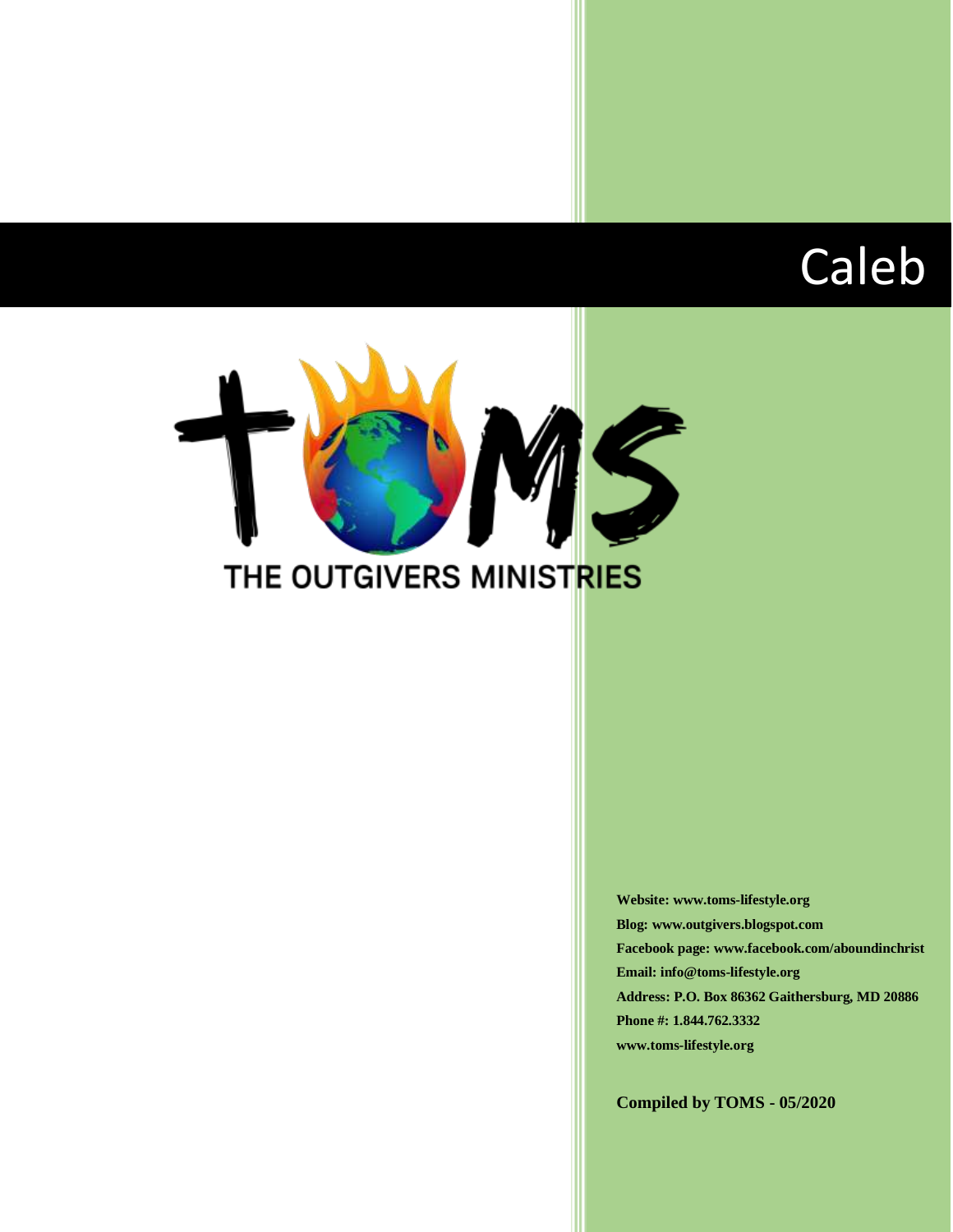# Caleb

THE OUTGIVERS MINISTRIES

**Website: www.toms-lifestyle.org**

**Blog: www.outgivers.blogspot.com**

**Facebook page: www.facebook.com/aboundinchrist**

**Email: info@toms-lifestyle.org**

**Address: P.O. Box 86362 Gaithersburg, MD 20886**

**Phone #: 1.844.762.3332**

**www.toms-lifestyle.org**

**Compiled by TOMS - 05/2020**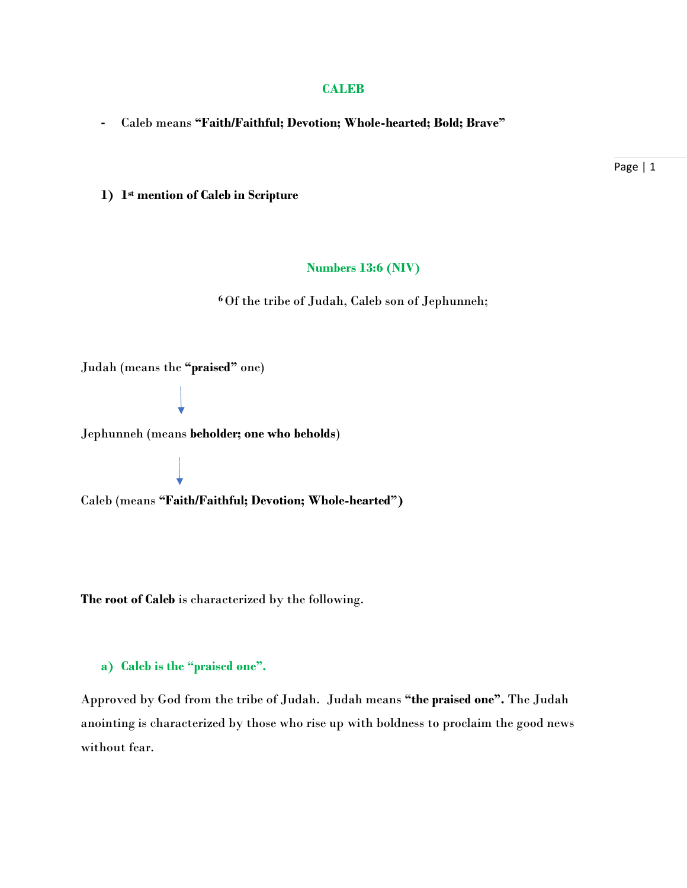# CALEB

- Caleb means **"Faith/Faithful; Devotion; Whole-hearted; Bold; Brave"**

## 1) 1st mention of Caleb in Scripture

**Numbers 13:6 (NIV)**

[6] Of the tribe of Judah, Caleb son of Jephunneh;

Judah (means the **"praised"** one)

↓

Jephunneh (means **beholder; one who beholds**)

↓

Caleb (means **"Faith/Faithful; Devotion; Whole-hearted")**

**The root of Caleb** is characterized by the following.

### a) Caleb is the "praised one".

Approved by God from the tribe of Judah. Judah means **"the praised one".** The Judah anointing is characterized by those who rise up with boldness to proclaim the good news without fear.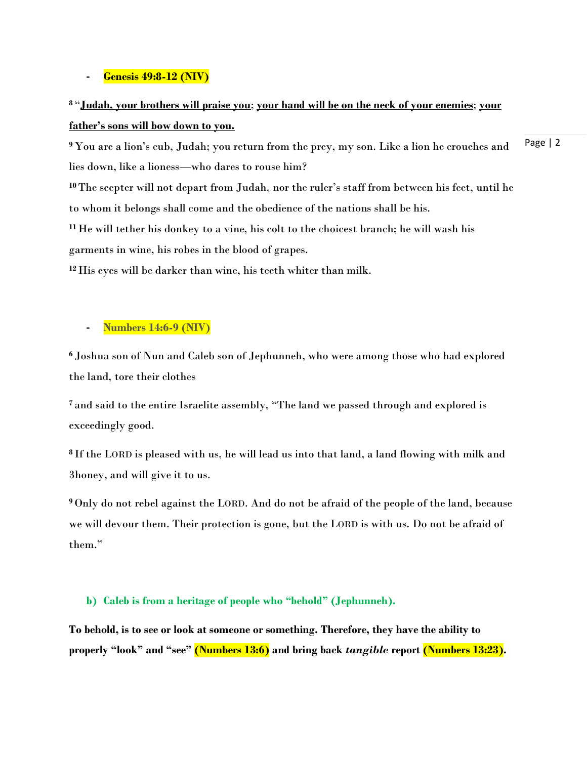- **Genesis 49:8-12 (NIV)**

**8** “**Judah, your brothers will praise you**; **your hand will be on the neck of your enemies**; **your father’s sons will bow down to you.**

**9** You are a lion’s cub, Judah; you return from the prey, my son. Like a lion he crouches and lies down, like a lioness—who dares to rouse him?

**10** The scepter will not depart from Judah, nor the ruler’s staff from between his feet, until he to whom it belongs shall come and the obedience of the nations shall be his.

**11** He will tether his donkey to a vine, his colt to the choicest branch; he will wash his garments in wine, his robes in the blood of grapes.

**12** His eyes will be darker than wine, his teeth whiter than milk.

- **Numbers 14:6-9 (NIV)**

**6** Joshua son of Nun and Caleb son of Jephunneh, who were among those who had explored the land, tore their clothes

**7** and said to the entire Israelite assembly, “The land we passed through and explored is exceedingly good.

**8** If the LORD is pleased with us, he will lead us into that land, a land flowing with milk and 3honey, and will give it to us.

**9** Only do not rebel against the LORD. And do not be afraid of the people of the land, because we will devour them. Their protection is gone, but the LORD is with us. Do not be afraid of them.”

**b) Caleb is from a heritage of people who “behold” (Jephunneh).**

**To behold, is to see or look at someone or something. Therefore, they have the ability to properly “look” and “see” (Numbers 13:6) and bring back *tangible* report (Numbers 13:23).**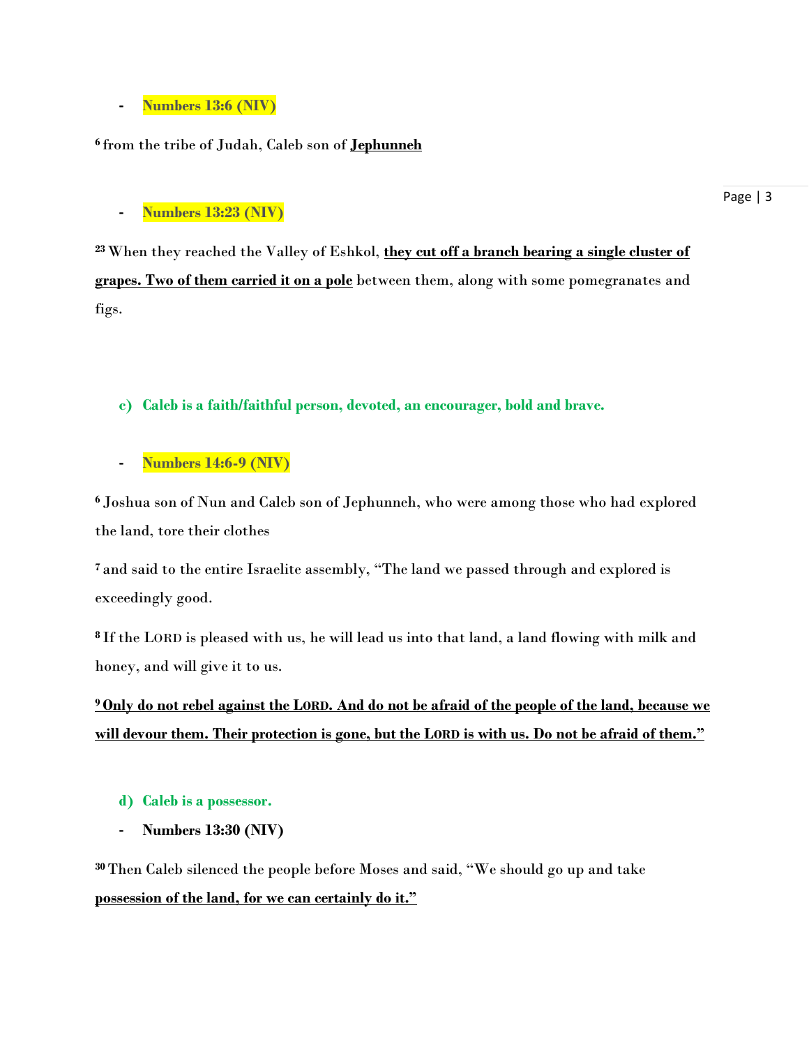- **Numbers 13:6 (NIV)**

[6] from the tribe of Judah, Caleb son of **Jephunneh**

- **Numbers 13:23 (NIV)**

[23] When they reached the Valley of Eshkol, **they cut off a branch bearing a single cluster of grapes. Two of them carried it on a pole** between them, along with some pomegranates and figs.

c) **Caleb is a faith/faithful person, devoted, an encourager, bold and brave.**

- **Numbers 14:6-9 (NIV)**

[6] Joshua son of Nun and Caleb son of Jephunneh, who were among those who had explored the land, tore their clothes

[7] and said to the entire Israelite assembly, "The land we passed through and explored is exceedingly good.

[8] If the LORD is pleased with us, he will lead us into that land, a land flowing with milk and honey, and will give it to us.

**[9] Only do not rebel against the LORD. And do not be afraid of the people of the land, because we will devour them. Their protection is gone, but the LORD is with us. Do not be afraid of them."**

d) **Caleb is a possessor.**

- **Numbers 13:30 (NIV)**

[30] Then Caleb silenced the people before Moses and said, "We should go up and take **possession of the land, for we can certainly do it."**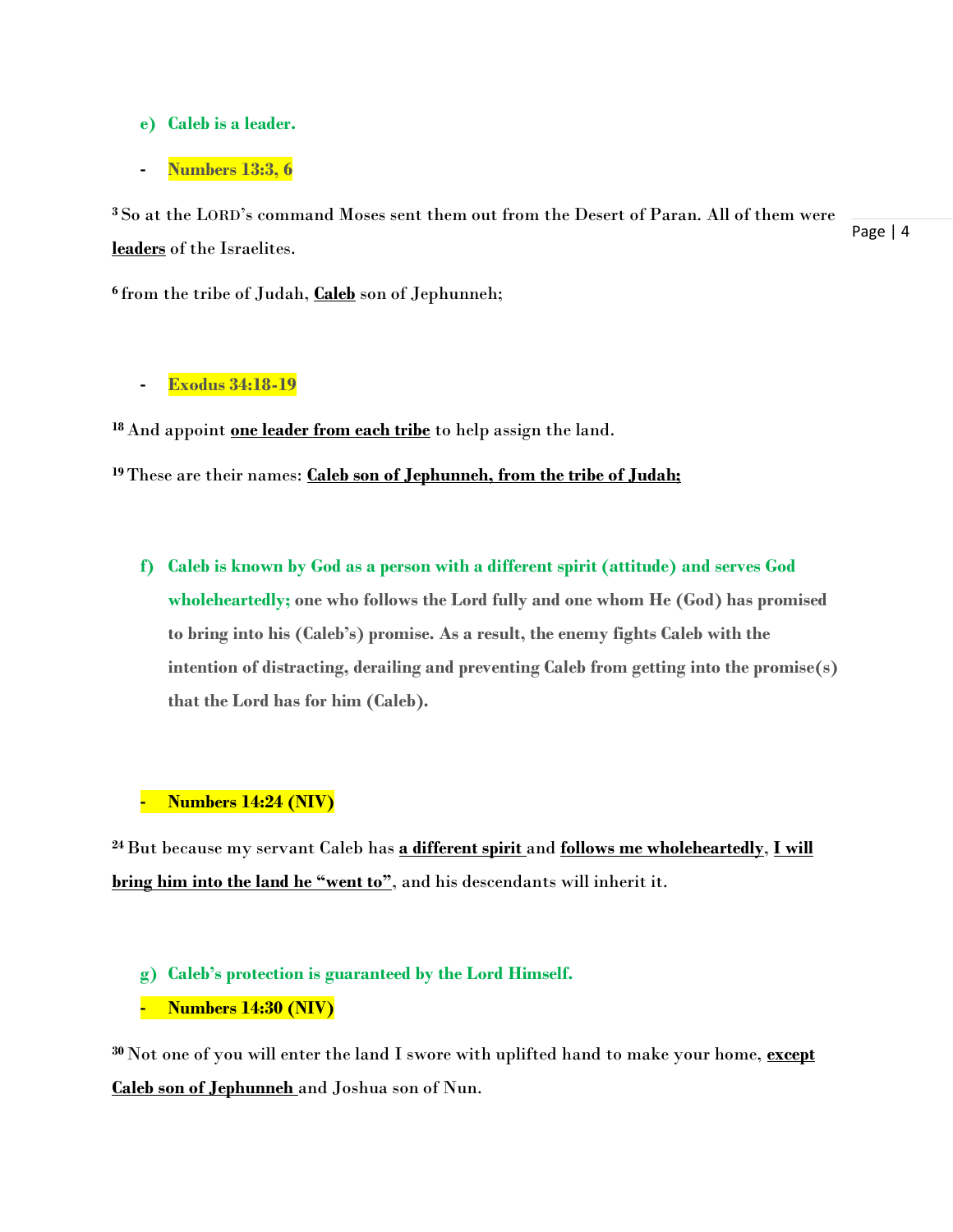**e) Caleb is a leader.**

- **Numbers 13:3, 6**

[3] So at the LORD's command Moses sent them out from the Desert of Paran. All of them were **leaders** of the Israelites.

[6] from the tribe of Judah, **Caleb** son of Jephunneh;

- **Exodus 34:18-19**

[18] And appoint **one leader from each tribe** to help assign the land.

[19] These are their names: **Caleb son of Jephunneh, from the tribe of Judah;**

**f) Caleb is known by God as a person with a different spirit (attitude) and serves God wholeheartedly; one who follows the Lord fully and one whom He (God) has promised to bring into his (Caleb's) promise. As a result, the enemy fights Caleb with the intention of distracting, derailing and preventing Caleb from getting into the promise(s) that the Lord has for him (Caleb).**

- **Numbers 14:24 (NIV)**

[24] But because my servant Caleb has **a different spirit** and **follows me wholeheartedly**, **I will bring him into the land he "went to"**, and his descendants will inherit it.

**g) Caleb's protection is guaranteed by the Lord Himself.**

- **Numbers 14:30 (NIV)**

[30] Not one of you will enter the land I swore with uplifted hand to make your home, **except Caleb son of Jephunneh** and Joshua son of Nun.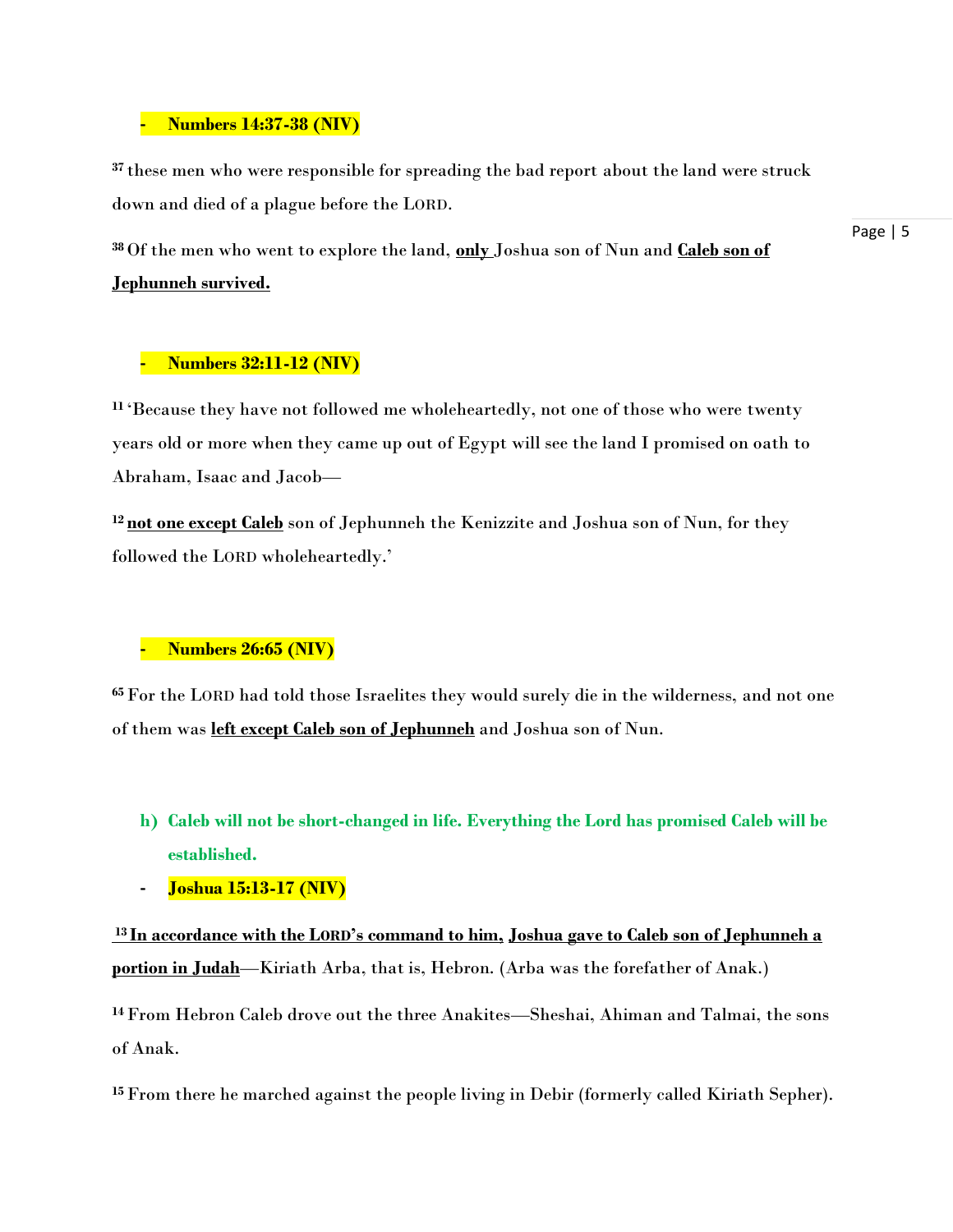- **Numbers 14:37-38 (NIV)**

37 these men who were responsible for spreading the bad report about the land were struck down and died of a plague before the LORD.

38 Of the men who went to explore the land, **only** Joshua son of Nun and **Caleb son of Jephunneh survived.**

- **Numbers 32:11-12 (NIV)**

11 'Because they have not followed me wholeheartedly, not one of those who were twenty years old or more when they came up out of Egypt will see the land I promised on oath to Abraham, Isaac and Jacob—

12 **not one except Caleb** son of Jephunneh the Kenizzite and Joshua son of Nun, for they followed the LORD wholeheartedly.'

- **Numbers 26:65 (NIV)**

65 For the LORD had told those Israelites they would surely die in the wilderness, and not one of them was **left except Caleb son of Jephunneh** and Joshua son of Nun.

h) **Caleb will not be short-changed in life. Everything the Lord has promised Caleb will be established.**

- **Joshua 15:13-17 (NIV)**

13 **In accordance with the LORD's command to him, Joshua gave to Caleb son of Jephunneh a portion in Judah**—Kiriath Arba, that is, Hebron. (Arba was the forefather of Anak.)

14 From Hebron Caleb drove out the three Anakites—Sheshai, Ahiman and Talmai, the sons of Anak.

15 From there he marched against the people living in Debir (formerly called Kiriath Sepher).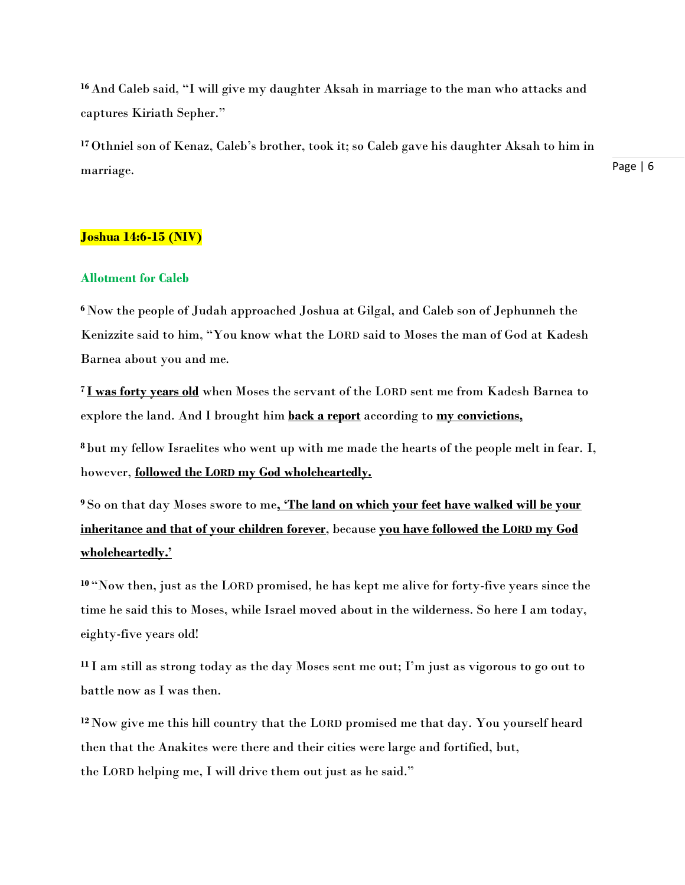[16] And Caleb said, "I will give my daughter Aksah in marriage to the man who attacks and captures Kiriath Sepher."

[17] Othniel son of Kenaz, Caleb's brother, took it; so Caleb gave his daughter Aksah to him in marriage.

**Joshua 14:6-15 (NIV)**

**Allotment for Caleb**

[6] Now the people of Judah approached Joshua at Gilgal, and Caleb son of Jephunneh the Kenizzite said to him, "You know what the LORD said to Moses the man of God at Kadesh Barnea about you and me.

[7] **I was forty years old** when Moses the servant of the LORD sent me from Kadesh Barnea to explore the land. And I brought him **back a report** according to **my convictions,**

[8] but my fellow Israelites who went up with me made the hearts of the people melt in fear. I, however, **followed the LORD my God wholeheartedly.**

[9] So on that day Moses swore to me**, 'The land on which your feet have walked will be your inheritance and that of your children forever**, because **you have followed the LORD my God wholeheartedly.'**

[10] "Now then, just as the LORD promised, he has kept me alive for forty-five years since the time he said this to Moses, while Israel moved about in the wilderness. So here I am today, eighty-five years old!

[11] I am still as strong today as the day Moses sent me out; I'm just as vigorous to go out to battle now as I was then.

[12] Now give me this hill country that the LORD promised me that day. You yourself heard then that the Anakites were there and their cities were large and fortified, but, the LORD helping me, I will drive them out just as he said."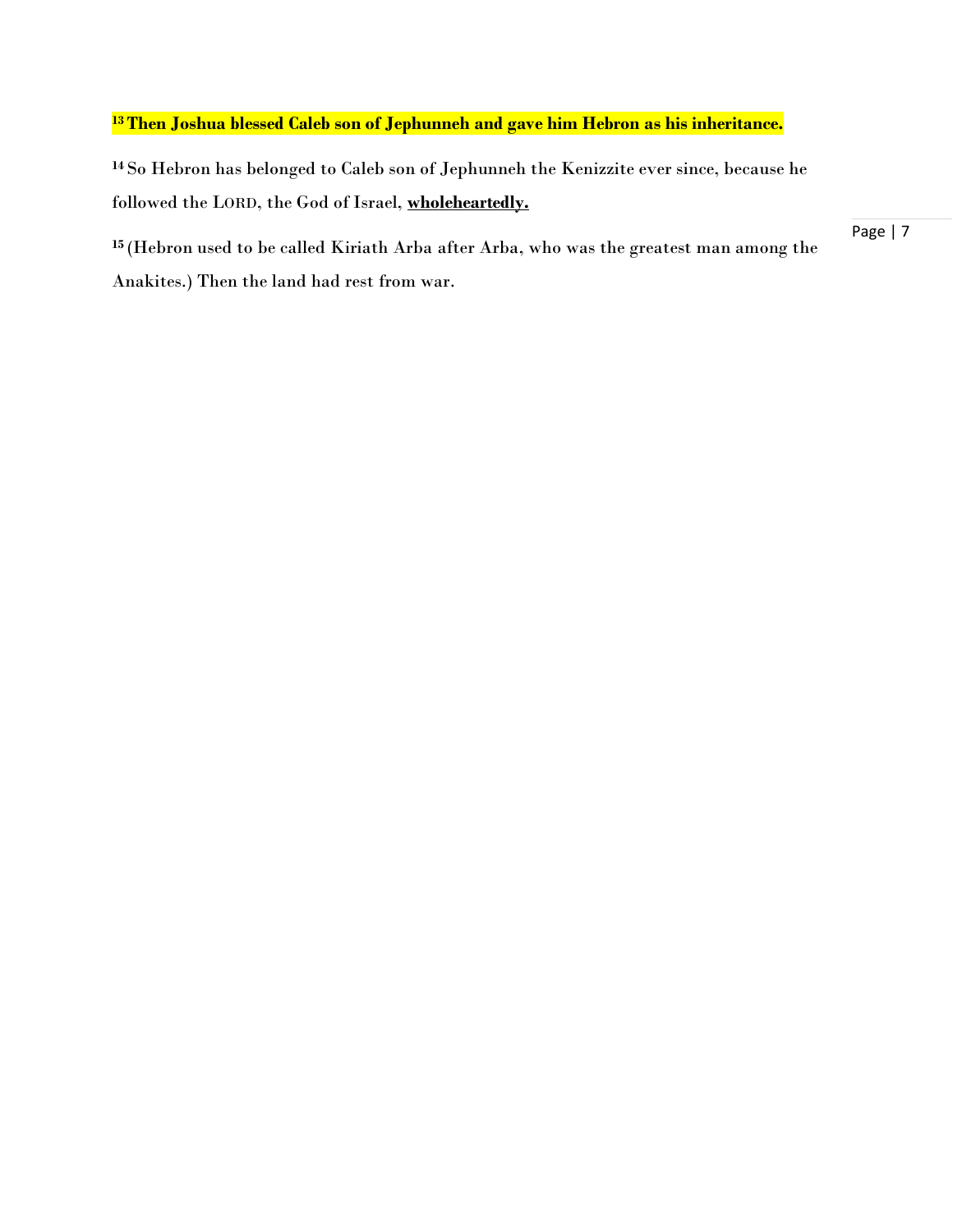[13] **Then Joshua blessed Caleb son of Jephunneh and gave him Hebron as his inheritance.**

[14] So Hebron has belonged to Caleb son of Jephunneh the Kenizzite ever since, because he followed the LORD, the God of Israel, **<u>wholeheartedly.</u>**

[15] (Hebron used to be called Kiriath Arba after Arba, who was the greatest man among the Anakites.) Then the land had rest from war.